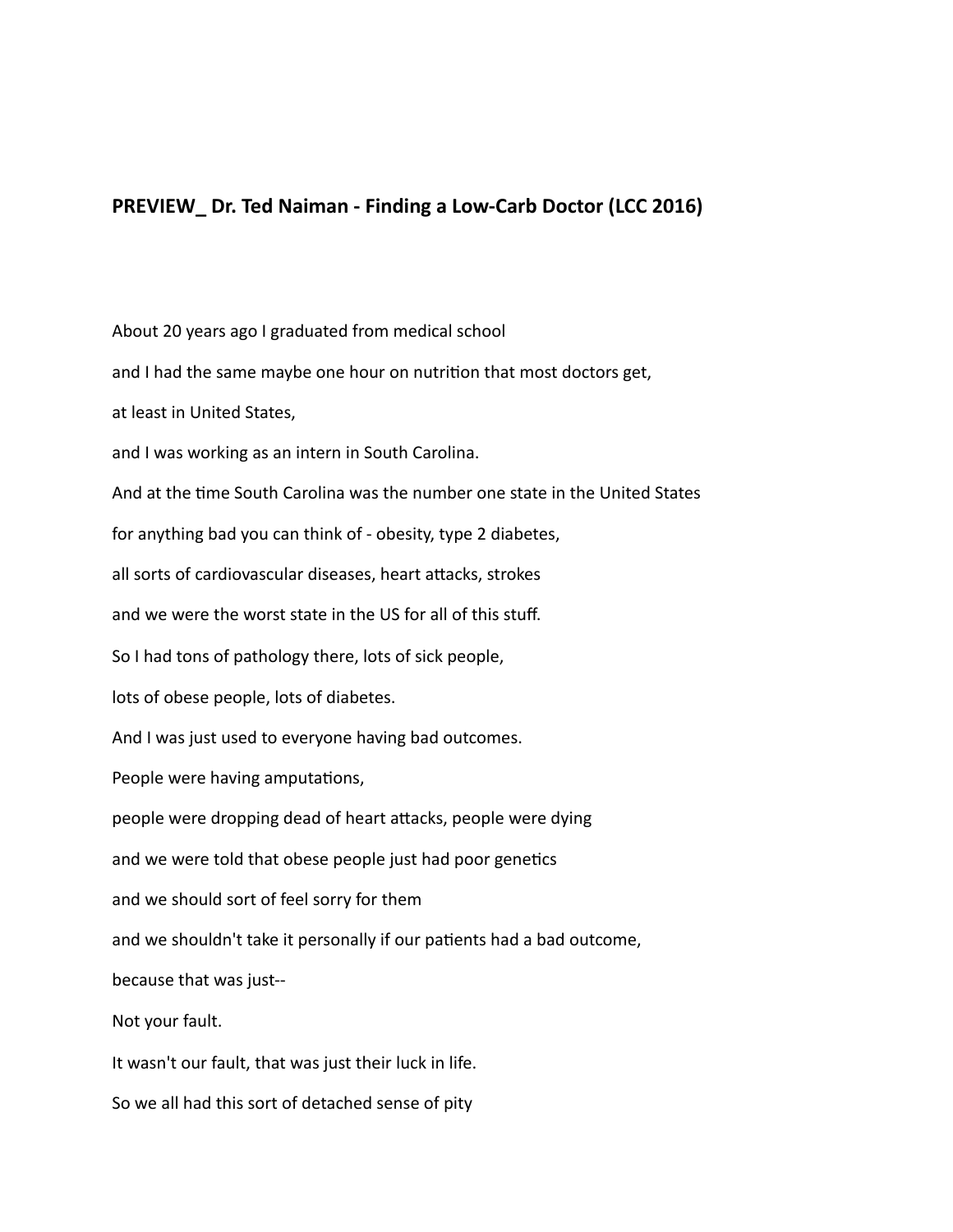**PREVIEW_ Dr. Ted Naiman - Finding a Low-Carb Doctor (LCC 2016)**

About 20 years ago I graduated from medical school

and I had the same maybe one hour on nutrition that most doctors get,

at least in United States,

and I was working as an intern in South Carolina.

And at the time South Carolina was the number one state in the United States

for anything bad you can think of - obesity, type 2 diabetes,

all sorts of cardiovascular diseases, heart attacks, strokes

and we were the worst state in the US for all of this stuff.

So I had tons of pathology there, lots of sick people,

lots of obese people, lots of diabetes.

And I was just used to everyone having bad outcomes.

People were having amputations,

people were dropping dead of heart attacks, people were dying

and we were told that obese people just had poor genetics

and we should sort of feel sorry for them

and we shouldn't take it personally if our patients had a bad outcome,

because that was just--

Not your fault.

It wasn't our fault, that was just their luck in life.

So we all had this sort of detached sense of pity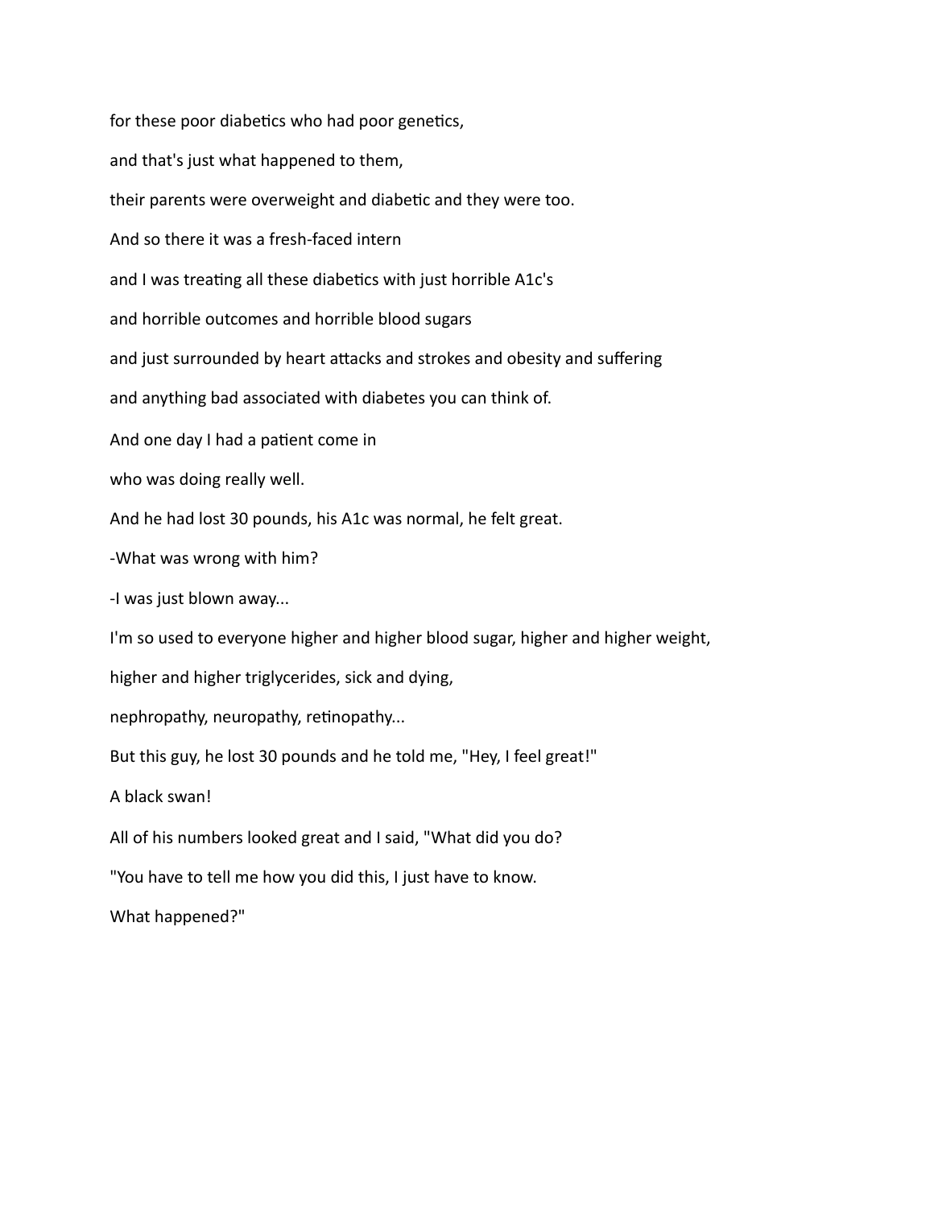for these poor diabetics who had poor genetics,

and that's just what happened to them,

their parents were overweight and diabetic and they were too.

And so there it was a fresh-faced intern

and I was treating all these diabetics with just horrible A1c's

and horrible outcomes and horrible blood sugars

and just surrounded by heart attacks and strokes and obesity and suffering

and anything bad associated with diabetes you can think of.

And one day I had a patient come in

who was doing really well.

And he had lost 30 pounds, his A1c was normal, he felt great.

-What was wrong with him?

-I was just blown away...

I'm so used to everyone higher and higher blood sugar, higher and higher weight,

higher and higher triglycerides, sick and dying,

nephropathy, neuropathy, retinopathy...

But this guy, he lost 30 pounds and he told me, "Hey, I feel great!"

A black swan!

All of his numbers looked great and I said, "What did you do?

"You have to tell me how you did this, I just have to know.

What happened?"